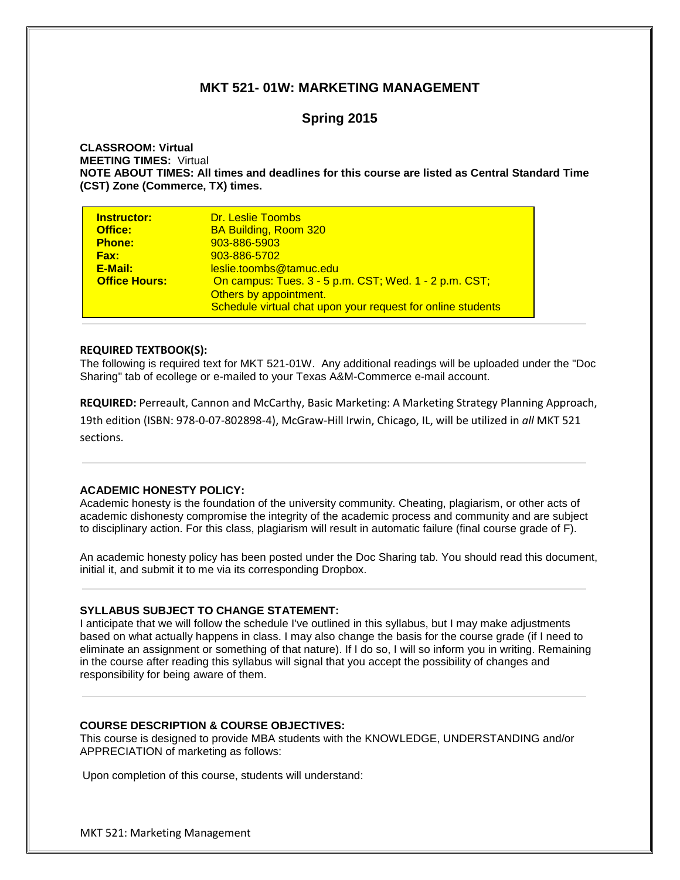## MKT 521- 01W: MARKETING MANAGEMENT

## Spring 2015

**CLASSROOM: Virtual**
**MEETING TIMES:** Virtual
**NOTE ABOUT TIMES: All times and deadlines for this course are listed as Central Standard Time (CST) Zone (Commerce, TX) times.**

| | |
|---|---|
| **Instructor:** | Dr. Leslie Toombs |
| **Office:** | BA Building, Room 320 |
| **Phone:** | 903-886-5903 |
| **Fax:** | 903-886-5702 |
| **E-Mail:** | leslie.toombs@tamuc.edu |
| **Office Hours:** | On campus: Tues. 3 - 5 p.m. CST; Wed. 1 - 2 p.m. CST; Others by appointment. Schedule virtual chat upon your request for online students |

**REQUIRED TEXTBOOK(S):**
The following is required text for MKT 521-01W. Any additional readings will be uploaded under the "Doc Sharing" tab of ecollege or e-mailed to your Texas A&M-Commerce e-mail account.

**REQUIRED:** Perreault, Cannon and McCarthy, Basic Marketing: A Marketing Strategy Planning Approach, 19th edition (ISBN: 978-0-07-802898-4), McGraw-Hill Irwin, Chicago, IL, will be utilized in *all* MKT 521 sections.

**ACADEMIC HONESTY POLICY:**
Academic honesty is the foundation of the university community. Cheating, plagiarism, or other acts of academic dishonesty compromise the integrity of the academic process and community and are subject to disciplinary action. For this class, plagiarism will result in automatic failure (final course grade of F).

An academic honesty policy has been posted under the Doc Sharing tab. You should read this document, initial it, and submit it to me via its corresponding Dropbox.

**SYLLABUS SUBJECT TO CHANGE STATEMENT:**
I anticipate that we will follow the schedule I've outlined in this syllabus, but I may make adjustments based on what actually happens in class. I may also change the basis for the course grade (if I need to eliminate an assignment or something of that nature). If I do so, I will so inform you in writing. Remaining in the course after reading this syllabus will signal that you accept the possibility of changes and responsibility for being aware of them.

**COURSE DESCRIPTION & COURSE OBJECTIVES:**
This course is designed to provide MBA students with the KNOWLEDGE, UNDERSTANDING and/or APPRECIATION of marketing as follows:

Upon completion of this course, students will understand: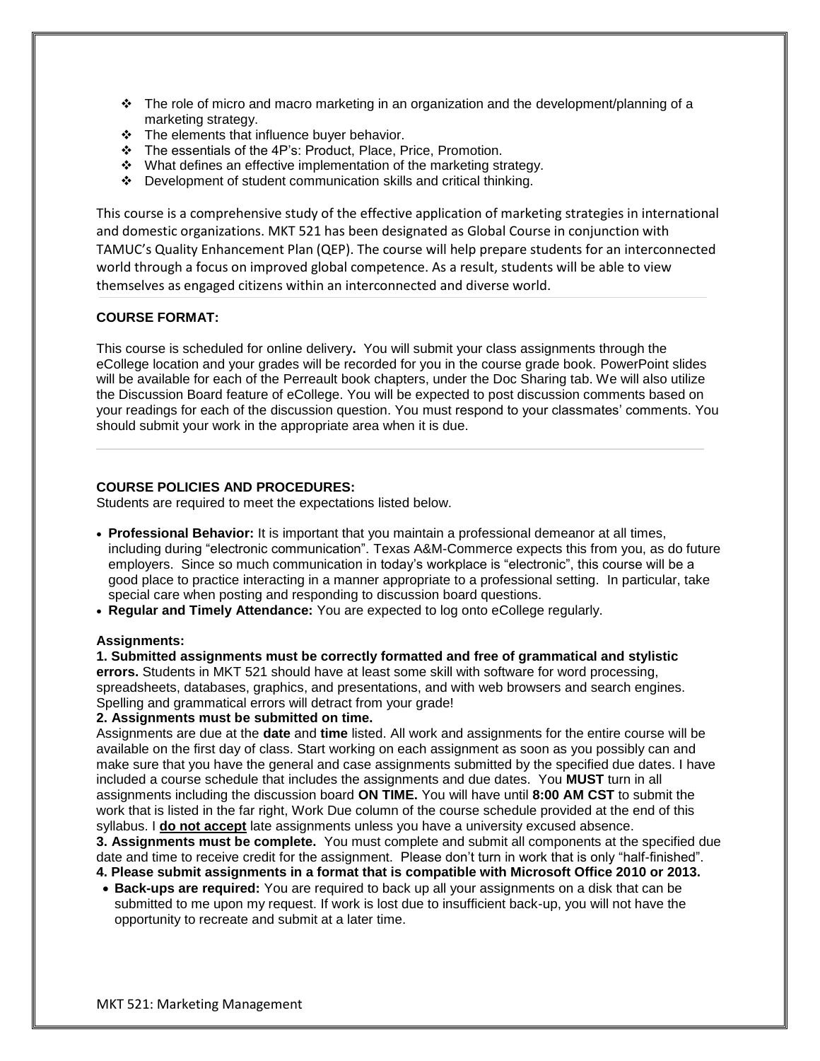- The role of micro and macro marketing in an organization and the development/planning of a marketing strategy.
- The elements that influence buyer behavior.
- The essentials of the 4P's: Product, Place, Price, Promotion.
- What defines an effective implementation of the marketing strategy.
- Development of student communication skills and critical thinking.

This course is a comprehensive study of the effective application of marketing strategies in international and domestic organizations. MKT 521 has been designated as Global Course in conjunction with TAMUC's Quality Enhancement Plan (QEP). The course will help prepare students for an interconnected world through a focus on improved global competence. As a result, students will be able to view themselves as engaged citizens within an interconnected and diverse world.

## COURSE FORMAT:

This course is scheduled for online delivery**.** You will submit your class assignments through the eCollege location and your grades will be recorded for you in the course grade book. PowerPoint slides will be available for each of the Perreault book chapters, under the Doc Sharing tab. We will also utilize the Discussion Board feature of eCollege. You will be expected to post discussion comments based on your readings for each of the discussion question. You must respond to your classmates' comments. You should submit your work in the appropriate area when it is due.

## COURSE POLICIES AND PROCEDURES:

Students are required to meet the expectations listed below.

- **Professional Behavior:** It is important that you maintain a professional demeanor at all times, including during "electronic communication". Texas A&M-Commerce expects this from you, as do future employers. Since so much communication in today's workplace is "electronic", this course will be a good place to practice interacting in a manner appropriate to a professional setting. In particular, take special care when posting and responding to discussion board questions.
- **Regular and Timely Attendance:** You are expected to log onto eCollege regularly.

### Assignments:

**1. Submitted assignments must be correctly formatted and free of grammatical and stylistic errors.** Students in MKT 521 should have at least some skill with software for word processing, spreadsheets, databases, graphics, and presentations, and with web browsers and search engines. Spelling and grammatical errors will detract from your grade!

**2. Assignments must be submitted on time.**

Assignments are due at the **date** and **time** listed. All work and assignments for the entire course will be available on the first day of class. Start working on each assignment as soon as you possibly can and make sure that you have the general and case assignments submitted by the specified due dates. I have included a course schedule that includes the assignments and due dates. You **MUST** turn in all assignments including the discussion board **ON TIME.** You will have until **8:00 AM CST** to submit the work that is listed in the far right, Work Due column of the course schedule provided at the end of this syllabus. I **do not accept** late assignments unless you have a university excused absence.

**3. Assignments must be complete.** You must complete and submit all components at the specified due date and time to receive credit for the assignment. Please don't turn in work that is only "half-finished".

**4. Please submit assignments in a format that is compatible with Microsoft Office 2010 or 2013.**

- **Back-ups are required:** You are required to back up all your assignments on a disk that can be submitted to me upon my request. If work is lost due to insufficient back-up, you will not have the opportunity to recreate and submit at a later time.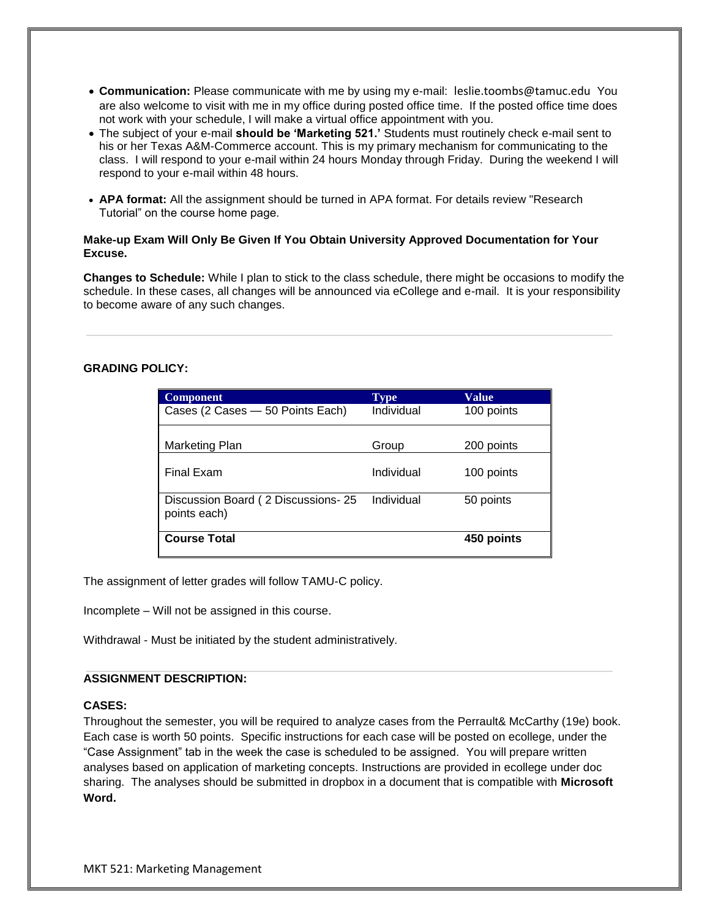- **Communication:** Please communicate with me by using my e-mail: leslie.toombs@tamuc.edu You are also welcome to visit with me in my office during posted office time. If the posted office time does not work with your schedule, I will make a virtual office appointment with you.
- The subject of your e-mail **should be 'Marketing 521.'** Students must routinely check e-mail sent to his or her Texas A&M-Commerce account. This is my primary mechanism for communicating to the class. I will respond to your e-mail within 24 hours Monday through Friday. During the weekend I will respond to your e-mail within 48 hours.
- **APA format:** All the assignment should be turned in APA format. For details review "Research Tutorial" on the course home page.

**Make-up Exam Will Only Be Given If You Obtain University Approved Documentation for Your Excuse.**

**Changes to Schedule:** While I plan to stick to the class schedule, there might be occasions to modify the schedule. In these cases, all changes will be announced via eCollege and e-mail. It is your responsibility to become aware of any such changes.

---

**GRADING POLICY:**

| Component | Type | Value |
|---|---|---|
| Cases (2 Cases — 50 Points Each) | Individual | 100 points |
| Marketing Plan | Group | 200 points |
| Final Exam | Individual | 100 points |
| Discussion Board ( 2 Discussions- 25 points each) | Individual | 50 points |
| **Course Total** | | **450 points** |

The assignment of letter grades will follow TAMU-C policy.

Incomplete – Will not be assigned in this course.

Withdrawal - Must be initiated by the student administratively.

---

**ASSIGNMENT DESCRIPTION:**

**CASES:**

Throughout the semester, you will be required to analyze cases from the Perrault& McCarthy (19e) book. Each case is worth 50 points. Specific instructions for each case will be posted on ecollege, under the "Case Assignment" tab in the week the case is scheduled to be assigned. You will prepare written analyses based on application of marketing concepts. Instructions are provided in ecollege under doc sharing. The analyses should be submitted in dropbox in a document that is compatible with **Microsoft Word.**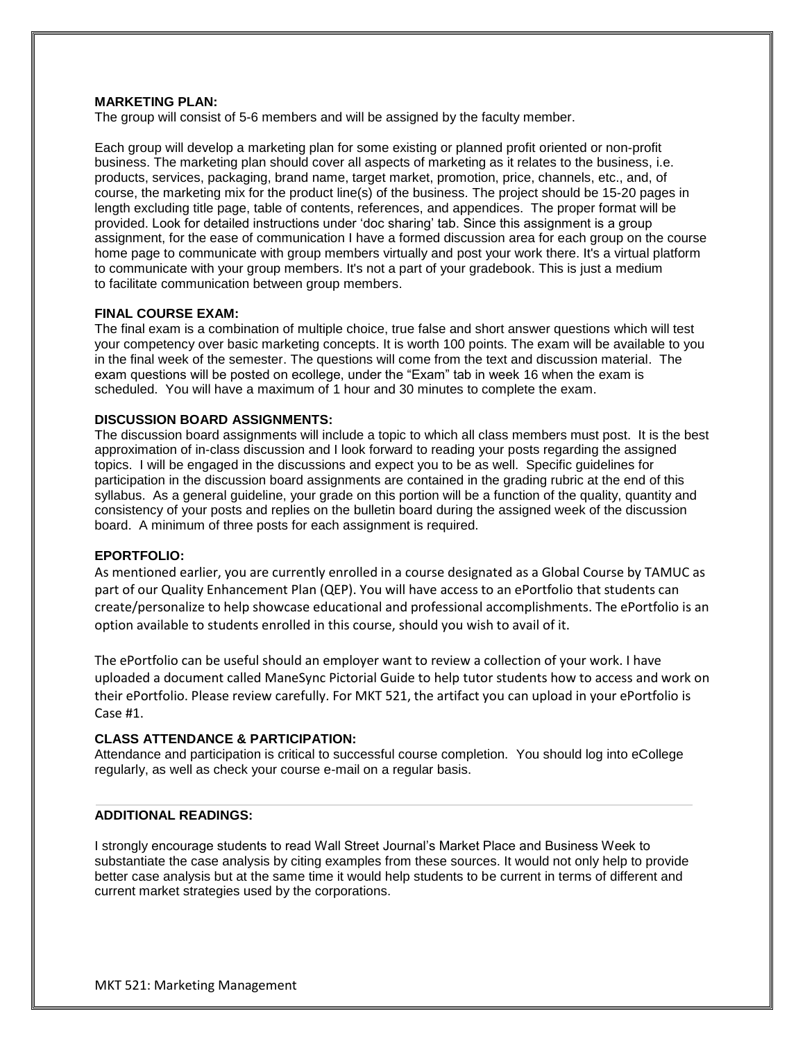### MARKETING PLAN:

The group will consist of 5-6 members and will be assigned by the faculty member.

Each group will develop a marketing plan for some existing or planned profit oriented or non-profit business. The marketing plan should cover all aspects of marketing as it relates to the business, i.e. products, services, packaging, brand name, target market, promotion, price, channels, etc., and, of course, the marketing mix for the product line(s) of the business. The project should be 15-20 pages in length excluding title page, table of contents, references, and appendices. The proper format will be provided. Look for detailed instructions under 'doc sharing' tab. Since this assignment is a group assignment, for the ease of communication I have a formed discussion area for each group on the course home page to communicate with group members virtually and post your work there. It's a virtual platform to communicate with your group members. It's not a part of your gradebook. This is just a medium to facilitate communication between group members.

### FINAL COURSE EXAM:

The final exam is a combination of multiple choice, true false and short answer questions which will test your competency over basic marketing concepts. It is worth 100 points. The exam will be available to you in the final week of the semester. The questions will come from the text and discussion material. The exam questions will be posted on ecollege, under the "Exam" tab in week 16 when the exam is scheduled. You will have a maximum of 1 hour and 30 minutes to complete the exam.

### DISCUSSION BOARD ASSIGNMENTS:

The discussion board assignments will include a topic to which all class members must post. It is the best approximation of in-class discussion and I look forward to reading your posts regarding the assigned topics. I will be engaged in the discussions and expect you to be as well. Specific guidelines for participation in the discussion board assignments are contained in the grading rubric at the end of this syllabus. As a general guideline, your grade on this portion will be a function of the quality, quantity and consistency of your posts and replies on the bulletin board during the assigned week of the discussion board. A minimum of three posts for each assignment is required.

### EPORTFOLIO:

As mentioned earlier, you are currently enrolled in a course designated as a Global Course by TAMUC as part of our Quality Enhancement Plan (QEP). You will have access to an ePortfolio that students can create/personalize to help showcase educational and professional accomplishments. The ePortfolio is an option available to students enrolled in this course, should you wish to avail of it.

The ePortfolio can be useful should an employer want to review a collection of your work. I have uploaded a document called ManeSync Pictorial Guide to help tutor students how to access and work on their ePortfolio. Please review carefully. For MKT 521, the artifact you can upload in your ePortfolio is Case #1.

### CLASS ATTENDANCE & PARTICIPATION:

Attendance and participation is critical to successful course completion. You should log into eCollege regularly, as well as check your course e-mail on a regular basis.

### ADDITIONAL READINGS:

I strongly encourage students to read Wall Street Journal's Market Place and Business Week to substantiate the case analysis by citing examples from these sources. It would not only help to provide better case analysis but at the same time it would help students to be current in terms of different and current market strategies used by the corporations.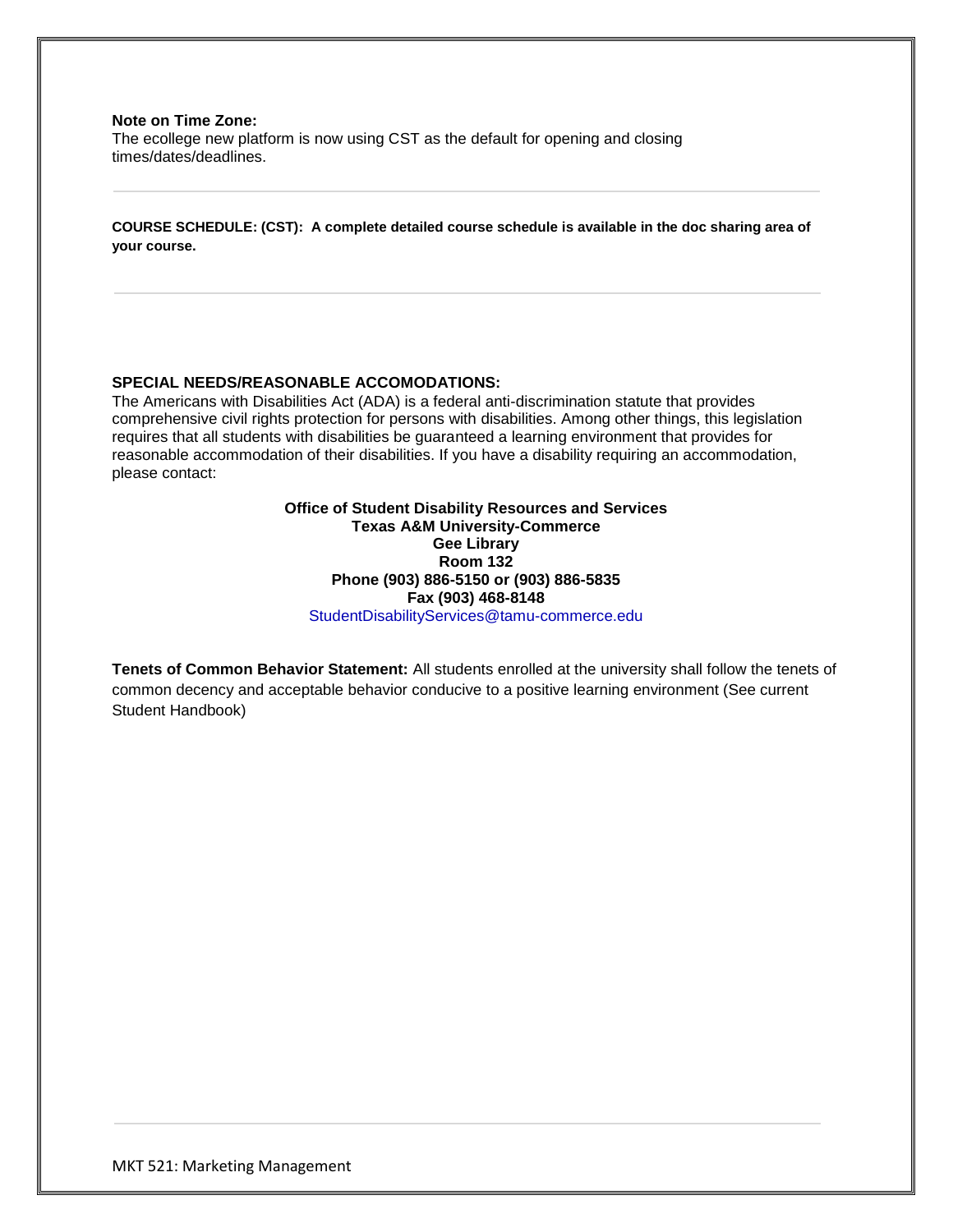**Note on Time Zone:**
The ecollege new platform is now using CST as the default for opening and closing times/dates/deadlines.

---

**COURSE SCHEDULE: (CST): A complete detailed course schedule is available in the doc sharing area of your course.**

---

**SPECIAL NEEDS/REASONABLE ACCOMODATIONS:**
The Americans with Disabilities Act (ADA) is a federal anti-discrimination statute that provides comprehensive civil rights protection for persons with disabilities. Among other things, this legislation requires that all students with disabilities be guaranteed a learning environment that provides for reasonable accommodation of their disabilities. If you have a disability requiring an accommodation, please contact:

**Office of Student Disability Resources and Services**
**Texas A&M University-Commerce**
**Gee Library**
**Room 132**
**Phone (903) 886-5150 or (903) 886-5835**
**Fax (903) 468-8148**
StudentDisabilityServices@tamu-commerce.edu

**Tenets of Common Behavior Statement:** All students enrolled at the university shall follow the tenets of common decency and acceptable behavior conducive to a positive learning environment (See current Student Handbook)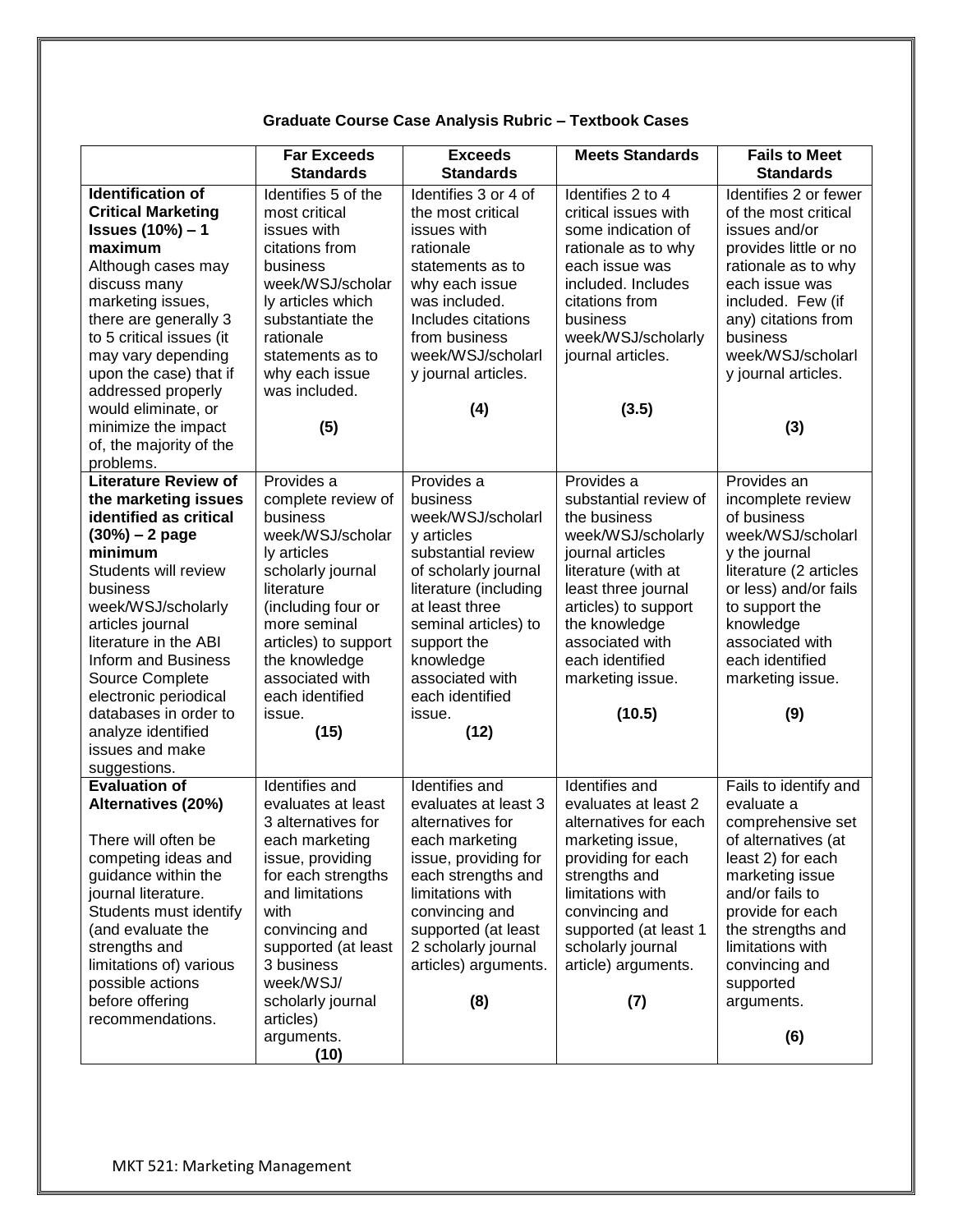# Graduate Course Case Analysis Rubric – Textbook Cases

| | Far Exceeds Standards | Exceeds Standards | Meets Standards | Fails to Meet Standards |
|---|---|---|---|---|
| **Identification of Critical Marketing Issues (10%) – 1 maximum** Although cases may discuss many marketing issues, there are generally 3 to 5 critical issues (it may vary depending upon the case) that if addressed properly would eliminate, or minimize the impact of, the majority of the problems. | Identifies 5 of the most critical issues with citations from business week/WSJ/scholarly articles which substantiate the rationale statements as to why each issue was included. **(5)** | Identifies 3 or 4 of the most critical issues with rationale statements as to why each issue was included. Includes citations from business week/WSJ/scholarly journal articles. **(4)** | Identifies 2 to 4 critical issues with some indication of rationale as to why each issue was included. Includes citations from business week/WSJ/scholarly journal articles. **(3.5)** | Identifies 2 or fewer of the most critical issues and/or provides little or no rationale as to why each issue was included. Few (if any) citations from business week/WSJ/scholarly journal articles. **(3)** |
| **Literature Review of the marketing issues identified as critical (30%) – 2 page minimum** Students will review business week/WSJ/scholarly articles journal literature in the ABI Inform and Business Source Complete electronic periodical databases in order to analyze identified issues and make suggestions. | Provides a complete review of business week/WSJ/scholarly articles scholarly journal literature (including four or more seminal articles) to support the knowledge associated with each identified issue. **(15)** | Provides a business week/WSJ/scholarly articles substantial review of scholarly journal literature (including at least three seminal articles) to support the knowledge associated with each identified issue. **(12)** | Provides a substantial review of the business week/WSJ/scholarly journal articles literature (with at least three journal articles) to support the knowledge associated with each identified marketing issue. **(10.5)** | Provides an incomplete review of business week/WSJ/scholarly the journal literature (2 articles or less) and/or fails to support the knowledge associated with each identified marketing issue. **(9)** |
| **Evaluation of Alternatives (20%)** There will often be competing ideas and guidance within the journal literature. Students must identify (and evaluate the strengths and limitations of) various possible actions before offering recommendations. | Identifies and evaluates at least 3 alternatives for each marketing issue, providing for each strengths and limitations with convincing and supported (at least 3 business week/WSJ/ scholarly journal articles) arguments. **(10)** | Identifies and evaluates at least 3 alternatives for each marketing issue, providing for each strengths and limitations with convincing and supported (at least 2 scholarly journal articles) arguments. **(8)** | Identifies and evaluates at least 2 alternatives for each marketing issue, providing for each strengths and limitations with convincing and supported (at least 1 scholarly journal article) arguments. **(7)** | Fails to identify and evaluate a comprehensive set of alternatives (at least 2) for each marketing issue and/or fails to provide for each the strengths and limitations with convincing and supported arguments. **(6)** |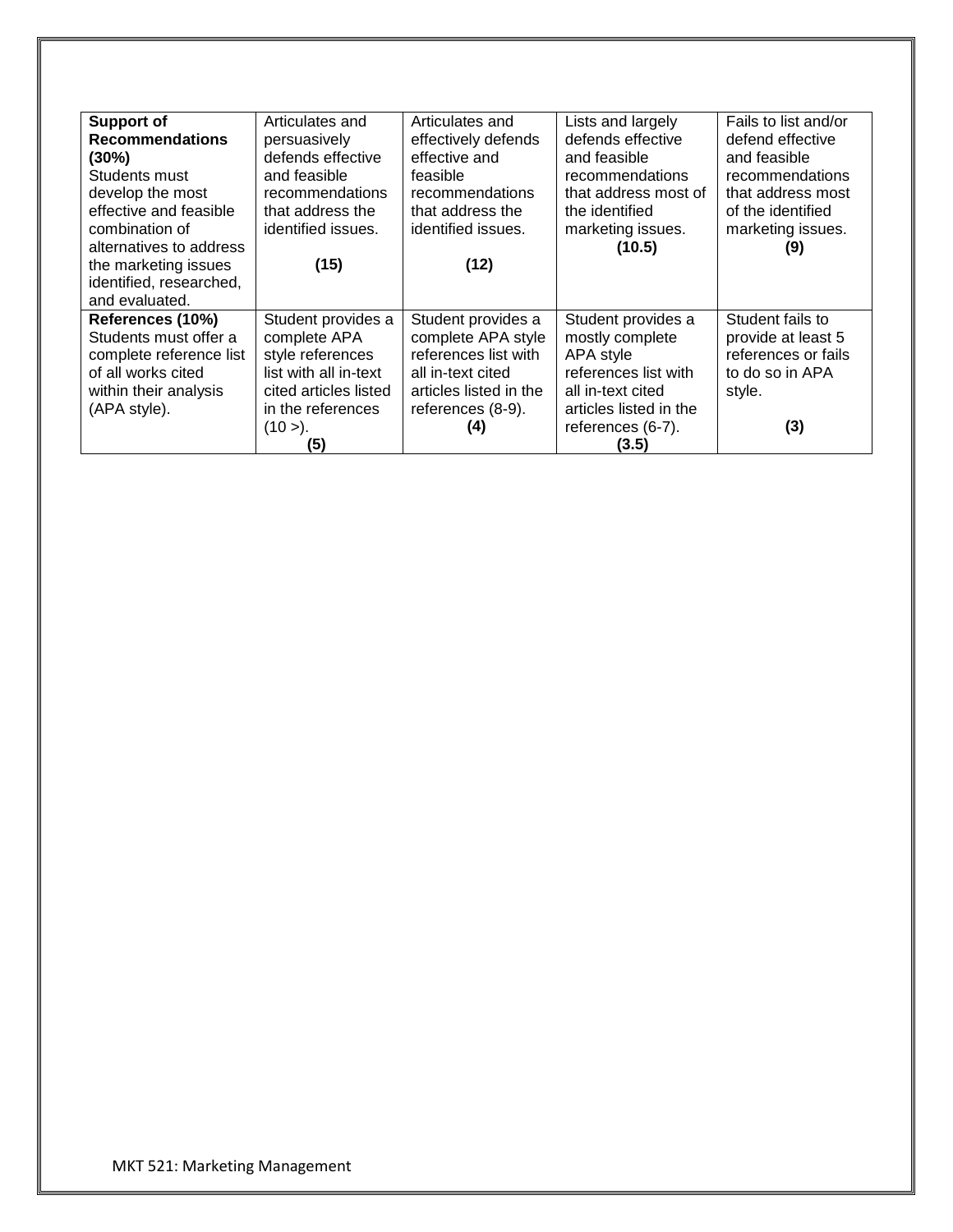| **Support of Recommendations (30%)** Students must develop the most effective and feasible combination of alternatives to address the marketing issues identified, researched, and evaluated. | Articulates and persuasively defends effective and feasible recommendations that address the identified issues. **(15)** | Articulates and effectively defends effective and feasible recommendations that address the identified issues. **(12)** | Lists and largely defends effective and feasible recommendations that address most of the identified marketing issues. **(10.5)** | Fails to list and/or defend effective and feasible recommendations that address most of the identified marketing issues. **(9)** |
|---|---|---|---|---|
| **References (10%)** Students must offer a complete reference list of all works cited within their analysis (APA style). | Student provides a complete APA style references list with all in-text cited articles listed in the references (10 >). **(5)** | Student provides a complete APA style references list with all in-text cited articles listed in the references (8-9). **(4)** | Student provides a mostly complete APA style references list with all in-text cited articles listed in the references (6-7). **(3.5)** | Student fails to provide at least 5 references or fails to do so in APA style. **(3)** |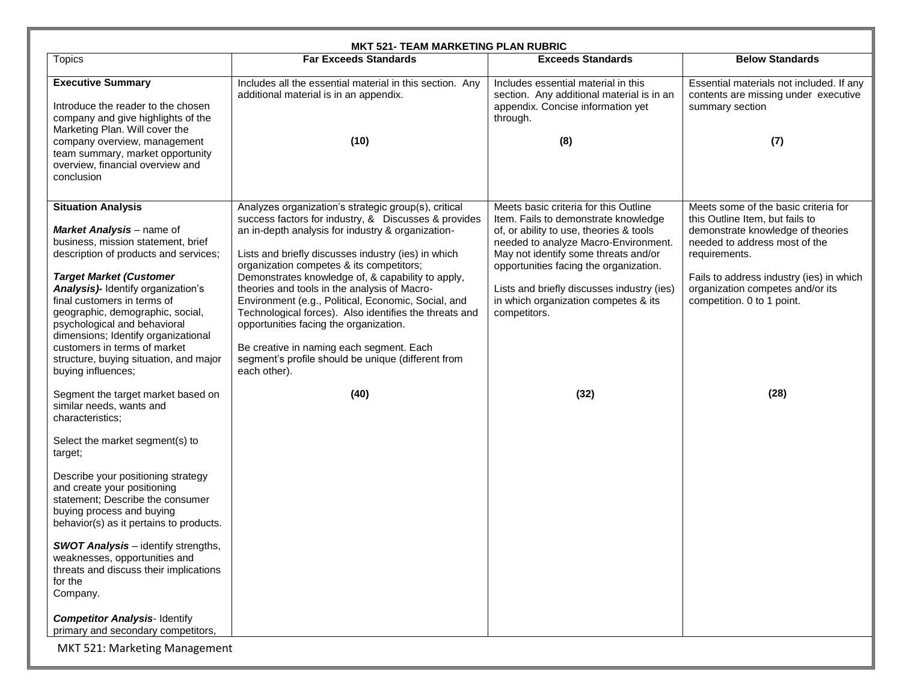**MKT 521- TEAM MARKETING PLAN RUBRIC**

| Topics | Far Exceeds Standards | Exceeds Standards | Below Standards |
|---|---|---|---|
| **Executive Summary**<br><br>Introduce the reader to the chosen company and give highlights of the Marketing Plan. Will cover the company overview, management team summary, market opportunity overview, financial overview and conclusion | Includes all the essential material in this section. Any additional material is in an appendix.<br><br>**(10)** | Includes essential material in this section. Any additional material is in an appendix. Concise information yet through.<br><br>**(8)** | Essential materials not included. If any contents are missing under executive summary section<br><br>**(7)** |
| **Situation Analysis**<br><br>***Market Analysis*** – name of business, mission statement, brief description of products and services;<br><br>***Target Market (Customer Analysis)***- Identify organization's final customers in terms of geographic, demographic, social, psychological and behavioral dimensions; Identify organizational customers in terms of market structure, buying situation, and major buying influences;<br><br>Segment the target market based on similar needs, wants and characteristics;<br><br>Select the market segment(s) to target;<br><br>Describe your positioning strategy and create your positioning statement; Describe the consumer buying process and buying behavior(s) as it pertains to products.<br><br>***SWOT Analysis*** – identify strengths, weaknesses, opportunities and threats and discuss their implications for the Company.<br><br>***Competitor Analysis***- Identify primary and secondary competitors, | Analyzes organization's strategic group(s), critical success factors for industry, & Discusses & provides an in-depth analysis for industry & organization-<br><br>Lists and briefly discusses industry (ies) in which organization competes & its competitors; Demonstrates knowledge of, & capability to apply, theories and tools in the analysis of Macro-Environment (e.g., Political, Economic, Social, and Technological forces). Also identifies the threats and opportunities facing the organization.<br><br>Be creative in naming each segment. Each segment's profile should be unique (different from each other).<br><br>**(40)** | Meets basic criteria for this Outline Item. Fails to demonstrate knowledge of, or ability to use, theories & tools needed to analyze Macro-Environment. May not identify some threats and/or opportunities facing the organization.<br><br>Lists and briefly discusses industry (ies) in which organization competes & its competitors.<br><br>**(32)** | Meets some of the basic criteria for this Outline Item, but fails to demonstrate knowledge of theories needed to address most of the requirements.<br><br>Fails to address industry (ies) in which organization competes and/or its competition. 0 to 1 point.<br><br>**(28)** |

MKT 521: Marketing Management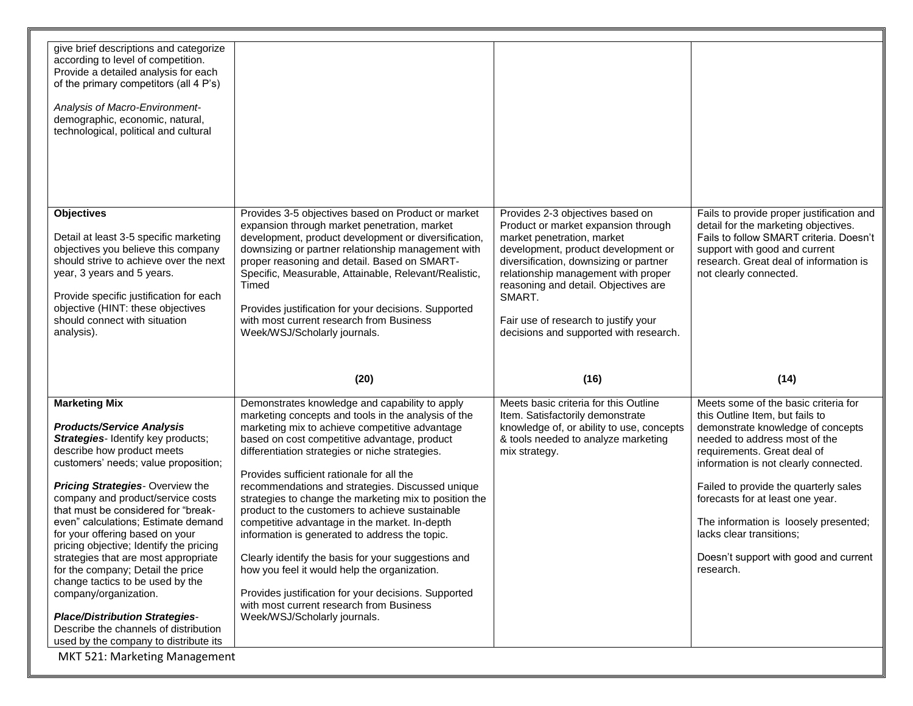| | | | |
|---|---|---|---|
| give brief descriptions and categorize according to level of competition. Provide a detailed analysis for each of the primary competitors (all 4 P's)<br><br>*Analysis of Macro-Environment*- demographic, economic, natural, technological, political and cultural | | | |
| **Objectives**<br><br>Detail at least 3-5 specific marketing objectives you believe this company should strive to achieve over the next year, 3 years and 5 years.<br><br>Provide specific justification for each objective (HINT: these objectives should connect with situation analysis). | Provides 3-5 objectives based on Product or market expansion through market penetration, market development, product development or diversification, downsizing or partner relationship management with proper reasoning and detail. Based on SMART- Specific, Measurable, Attainable, Relevant/Realistic, Timed<br><br>Provides justification for your decisions. Supported with most current research from Business Week/WSJ/Scholarly journals.<br><br>**(20)** | Provides 2-3 objectives based on Product or market expansion through market penetration, market development, product development or diversification, downsizing or partner relationship management with proper reasoning and detail. Objectives are SMART.<br><br>Fair use of research to justify your decisions and supported with research.<br><br>**(16)** | Fails to provide proper justification and detail for the marketing objectives. Fails to follow SMART criteria. Doesn't support with good and current research. Great deal of information is not clearly connected.<br><br>**(14)** |
| **Marketing Mix**<br><br>***Products/Service Analysis Strategies***- Identify key products; describe how product meets customers' needs; value proposition;<br><br>***Pricing Strategies***- Overview the company and product/service costs that must be considered for "break-even" calculations; Estimate demand for your offering based on your pricing objective; Identify the pricing strategies that are most appropriate for the company; Detail the price change tactics to be used by the company/organization.<br><br>***Place/Distribution Strategies***- Describe the channels of distribution used by the company to distribute its | Demonstrates knowledge and capability to apply marketing concepts and tools in the analysis of the marketing mix to achieve competitive advantage based on cost competitive advantage, product differentiation strategies or niche strategies.<br><br>Provides sufficient rationale for all the recommendations and strategies. Discussed unique strategies to change the marketing mix to position the product to the customers to achieve sustainable competitive advantage in the market. In-depth information is generated to address the topic.<br><br>Clearly identify the basis for your suggestions and how you feel it would help the organization.<br><br>Provides justification for your decisions. Supported with most current research from Business Week/WSJ/Scholarly journals. | Meets basic criteria for this Outline Item. Satisfactorily demonstrate knowledge of, or ability to use, concepts & tools needed to analyze marketing mix strategy. | Meets some of the basic criteria for this Outline Item, but fails to demonstrate knowledge of concepts needed to address most of the requirements. Great deal of information is not clearly connected.<br><br>Failed to provide the quarterly sales forecasts for at least one year.<br><br>The information is loosely presented; lacks clear transitions;<br><br>Doesn't support with good and current research. |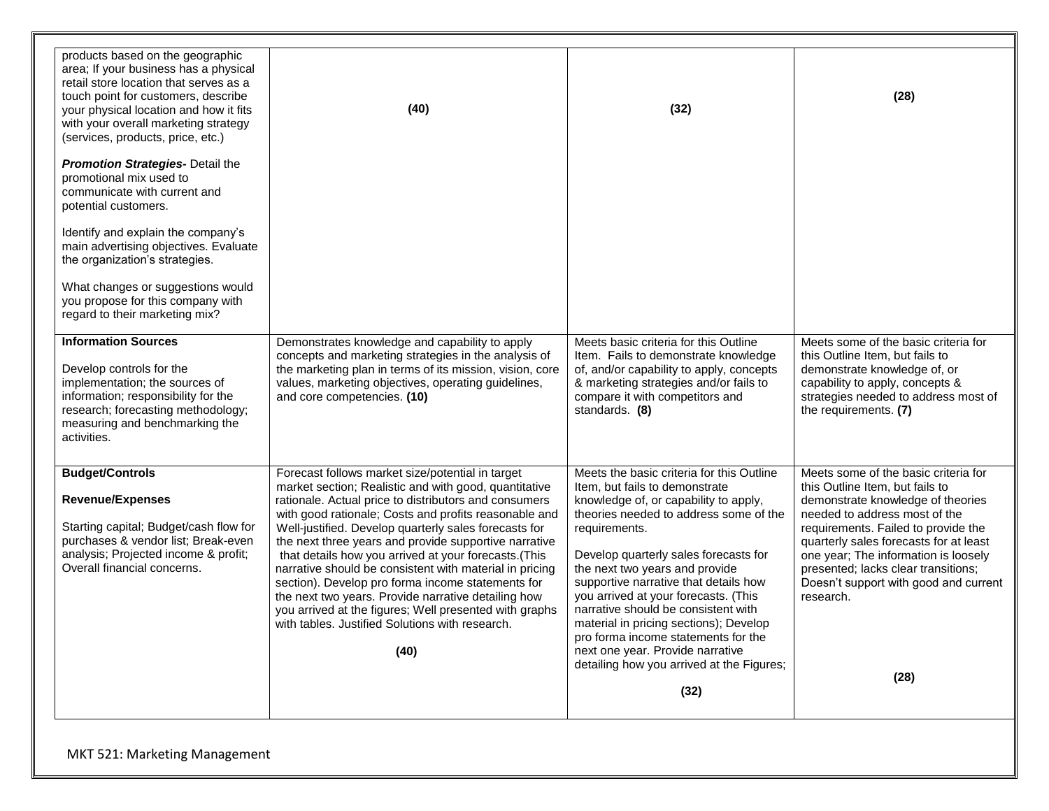| | | | |
|---|---|---|---|
| products based on the geographic area; If your business has a physical retail store location that serves as a touch point for customers, describe your physical location and how it fits with your overall marketing strategy (services, products, price, etc.)<br><br>***Promotion Strategies-*** Detail the promotional mix used to communicate with current and potential customers.<br><br>Identify and explain the company's main advertising objectives. Evaluate the organization's strategies.<br><br>What changes or suggestions would you propose for this company with regard to their marketing mix? | **(40)** | **(32)** | **(28)** |
| **Information Sources**<br><br>Develop controls for the implementation; the sources of information; responsibility for the research; forecasting methodology; measuring and benchmarking the activities. | Demonstrates knowledge and capability to apply concepts and marketing strategies in the analysis of the marketing plan in terms of its mission, vision, core values, marketing objectives, operating guidelines, and core competencies. **(10)** | Meets basic criteria for this Outline Item. Fails to demonstrate knowledge of, and/or capability to apply, concepts & marketing strategies and/or fails to compare it with competitors and standards. **(8)** | Meets some of the basic criteria for this Outline Item, but fails to demonstrate knowledge of, or capability to apply, concepts & strategies needed to address most of the requirements. **(7)** |
| **Budget/Controls**<br><br>**Revenue/Expenses**<br><br>Starting capital; Budget/cash flow for purchases & vendor list; Break-even analysis; Projected income & profit; Overall financial concerns. | Forecast follows market size/potential in target market section; Realistic and with good, quantitative rationale. Actual price to distributors and consumers with good rationale; Costs and profits reasonable and Well-justified. Develop quarterly sales forecasts for the next three years and provide supportive narrative that details how you arrived at your forecasts.(This narrative should be consistent with material in pricing section). Develop pro forma income statements for the next two years. Provide narrative detailing how you arrived at the figures; Well presented with graphs with tables. Justified Solutions with research.<br><br>**(40)** | Meets the basic criteria for this Outline Item, but fails to demonstrate knowledge of, or capability to apply, theories needed to address some of the requirements.<br><br>Develop quarterly sales forecasts for the next two years and provide supportive narrative that details how you arrived at your forecasts. (This narrative should be consistent with material in pricing sections); Develop pro forma income statements for the next one year. Provide narrative detailing how you arrived at the Figures;<br><br>**(32)** | Meets some of the basic criteria for this Outline Item, but fails to demonstrate knowledge of theories needed to address most of the requirements. Failed to provide the quarterly sales forecasts for at least one year; The information is loosely presented; lacks clear transitions; Doesn't support with good and current research.<br><br>**(28)** |

MKT 521: Marketing Management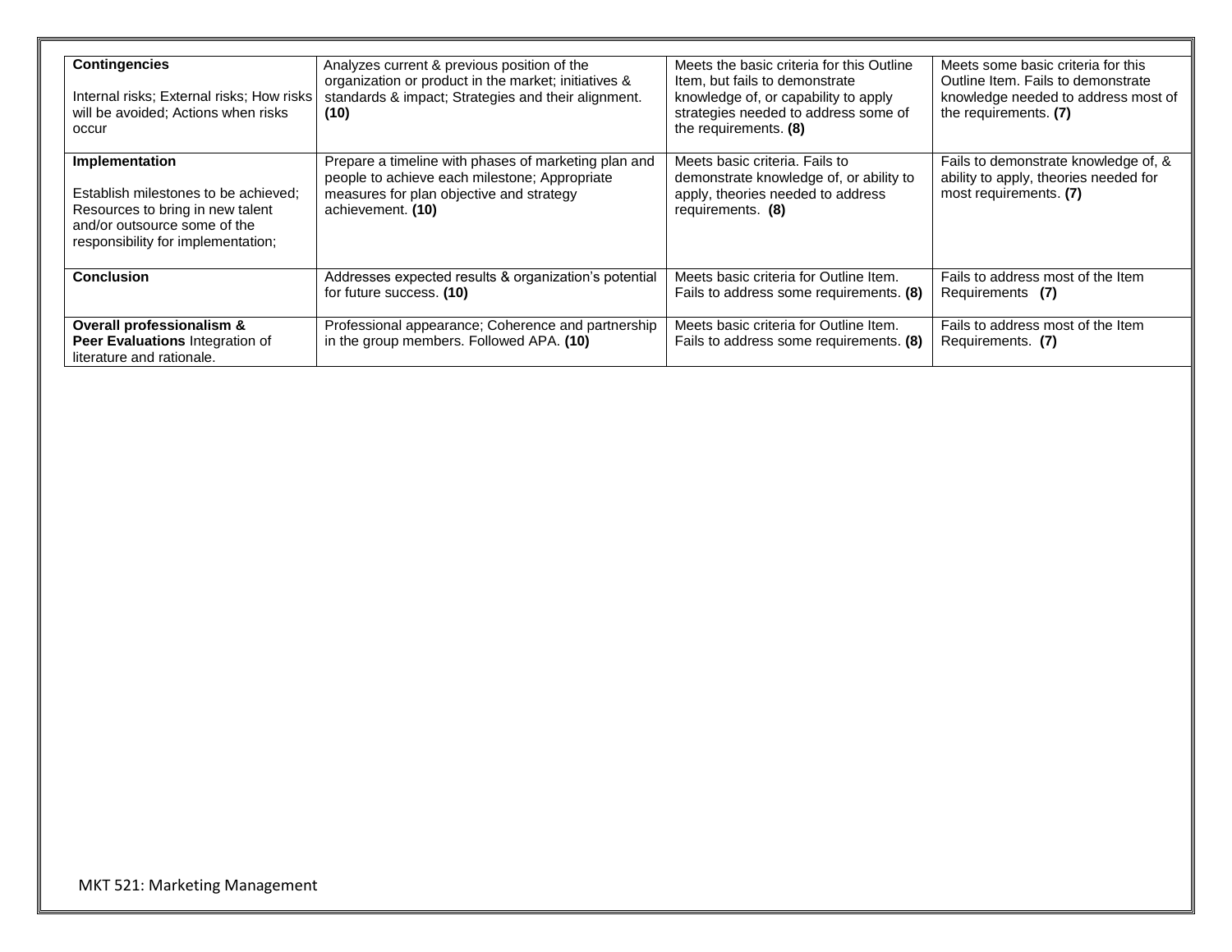| **Contingencies**<br><br>Internal risks; External risks; How risks will be avoided; Actions when risks occur | Analyzes current & previous position of the organization or product in the market; initiatives & standards & impact; Strategies and their alignment. **(10)** | Meets the basic criteria for this Outline Item, but fails to demonstrate knowledge of, or capability to apply strategies needed to address some of the requirements. **(8)** | Meets some basic criteria for this Outline Item. Fails to demonstrate knowledge needed to address most of the requirements. **(7)** |
|---|---|---|---|
| **Implementation**<br><br>Establish milestones to be achieved; Resources to bring in new talent and/or outsource some of the responsibility for implementation; | Prepare a timeline with phases of marketing plan and people to achieve each milestone; Appropriate measures for plan objective and strategy achievement. **(10)** | Meets basic criteria. Fails to demonstrate knowledge of, or ability to apply, theories needed to address requirements. **(8)** | Fails to demonstrate knowledge of, & ability to apply, theories needed for most requirements. **(7)** |
| **Conclusion** | Addresses expected results & organization's potential for future success. **(10)** | Meets basic criteria for Outline Item. Fails to address some requirements. **(8)** | Fails to address most of the Item Requirements **(7)** |
| **Overall professionalism & Peer Evaluations** Integration of literature and rationale. | Professional appearance; Coherence and partnership in the group members. Followed APA. **(10)** | Meets basic criteria for Outline Item. Fails to address some requirements. **(8)** | Fails to address most of the Item Requirements. **(7)** |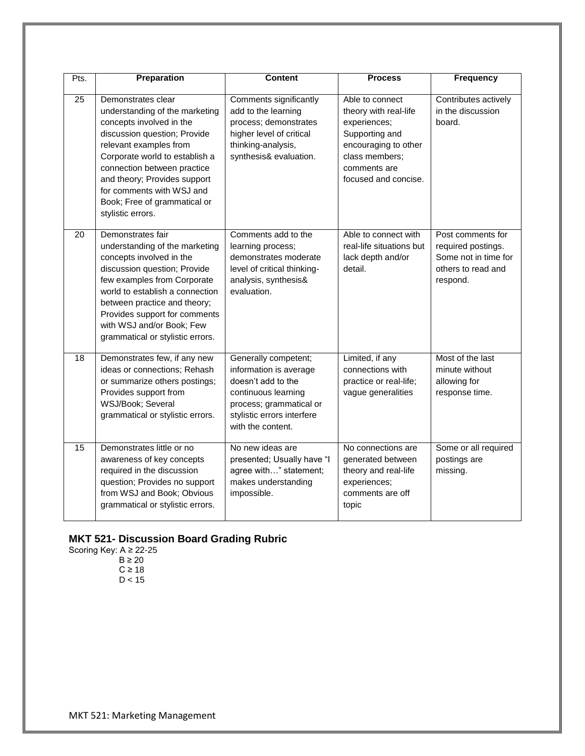| Pts. | Preparation | Content | Process | Frequency |
|---|---|---|---|---|
| 25 | Demonstrates clear understanding of the marketing concepts involved in the discussion question; Provide relevant examples from Corporate world to establish a connection between practice and theory; Provides support for comments with WSJ and Book; Free of grammatical or stylistic errors. | Comments significantly add to the learning process; demonstrates higher level of critical thinking-analysis, synthesis& evaluation. | Able to connect theory with real-life experiences; Supporting and encouraging to other class members; comments are focused and concise. | Contributes actively in the discussion board. |
| 20 | Demonstrates fair understanding of the marketing concepts involved in the discussion question; Provide few examples from Corporate world to establish a connection between practice and theory; Provides support for comments with WSJ and/or Book; Few grammatical or stylistic errors. | Comments add to the learning process; demonstrates moderate level of critical thinking-analysis, synthesis& evaluation. | Able to connect with real-life situations but lack depth and/or detail. | Post comments for required postings. Some not in time for others to read and respond. |
| 18 | Demonstrates few, if any new ideas or connections; Rehash or summarize others postings; Provides support from WSJ/Book; Several grammatical or stylistic errors. | Generally competent; information is average doesn't add to the continuous learning process; grammatical or stylistic errors interfere with the content. | Limited, if any connections with practice or real-life; vague generalities | Most of the last minute without allowing for response time. |
| 15 | Demonstrates little or no awareness of key concepts required in the discussion question; Provides no support from WSJ and Book; Obvious grammatical or stylistic errors. | No new ideas are presented; Usually have "I agree with…" statement; makes understanding impossible. | No connections are generated between theory and real-life experiences; comments are off topic | Some or all required postings are missing. |

### MKT 521- Discussion Board Grading Rubric

Scoring Key: A ≥ 22-25
B ≥ 20
C ≥ 18
D < 15